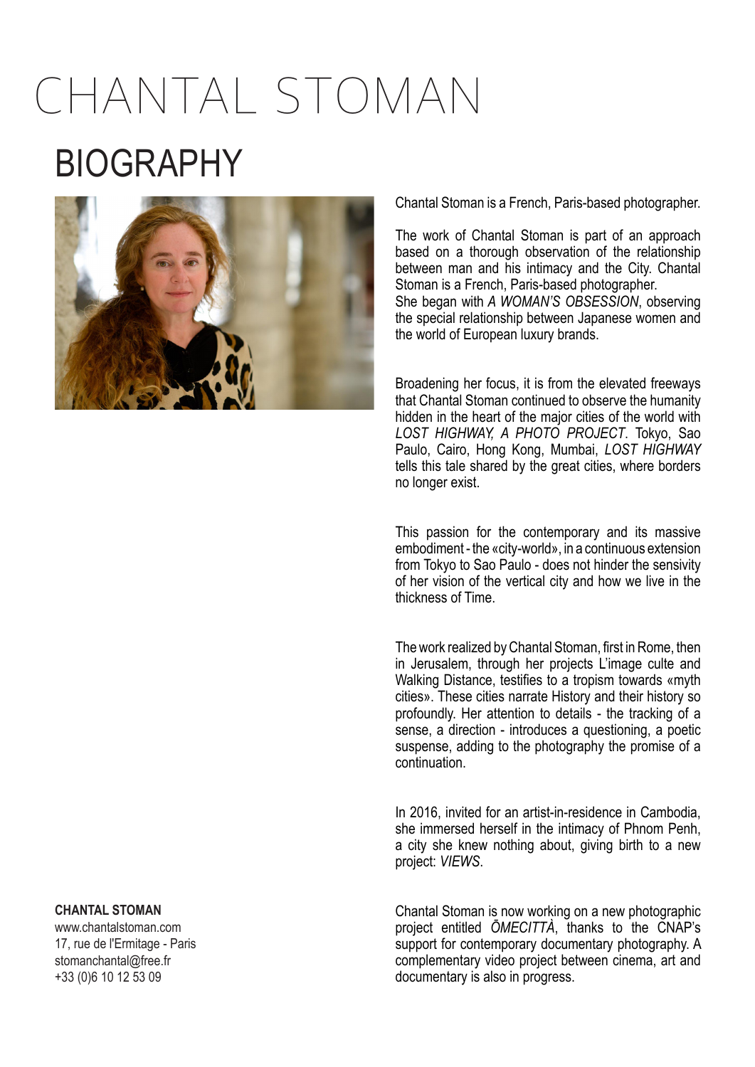# CHANTAL STOMAN

## BIOGRAPHY

Chantal Stoman is a French, Paris-based photographer.

The work of Chantal Stoman is part of an approach based on a thorough observation of the relationship between man and his intimacy and the City. Chantal Stoman is a French, Paris-based photographer.
She began with *A WOMAN'S OBSESSION*, observing the special relationship between Japanese women and the world of European luxury brands.

Broadening her focus, it is from the elevated freeways that Chantal Stoman continued to observe the humanity hidden in the heart of the major cities of the world with *LOST HIGHWAY, A PHOTO PROJECT*. Tokyo, Sao Paulo, Cairo, Hong Kong, Mumbai, *LOST HIGHWAY* tells this tale shared by the great cities, where borders no longer exist.

This passion for the contemporary and its massive embodiment - the «city-world», in a continuous extension from Tokyo to Sao Paulo - does not hinder the sensivity of her vision of the vertical city and how we live in the thickness of Time.

The work realized by Chantal Stoman, first in Rome, then in Jerusalem, through her projects L'image culte and Walking Distance, testifies to a tropism towards «myth cities». These cities narrate History and their history so profoundly. Her attention to details - the tracking of a sense, a direction - introduces a questioning, a poetic suspense, adding to the photography the promise of a continuation.

In 2016, invited for an artist-in-residence in Cambodia, she immersed herself in the intimacy of Phnom Penh, a city she knew nothing about, giving birth to a new project: *VIEWS*.

Chantal Stoman is now working on a new photographic project entitled *ŌMECITTÀ*, thanks to the CNAP's support for contemporary documentary photography. A complementary video project between cinema, art and documentary is also in progress.

**CHANTAL STOMAN**
www.chantalstoman.com
17, rue de l'Ermitage - Paris
stomanchantal@free.fr
+33 (0)6 10 12 53 09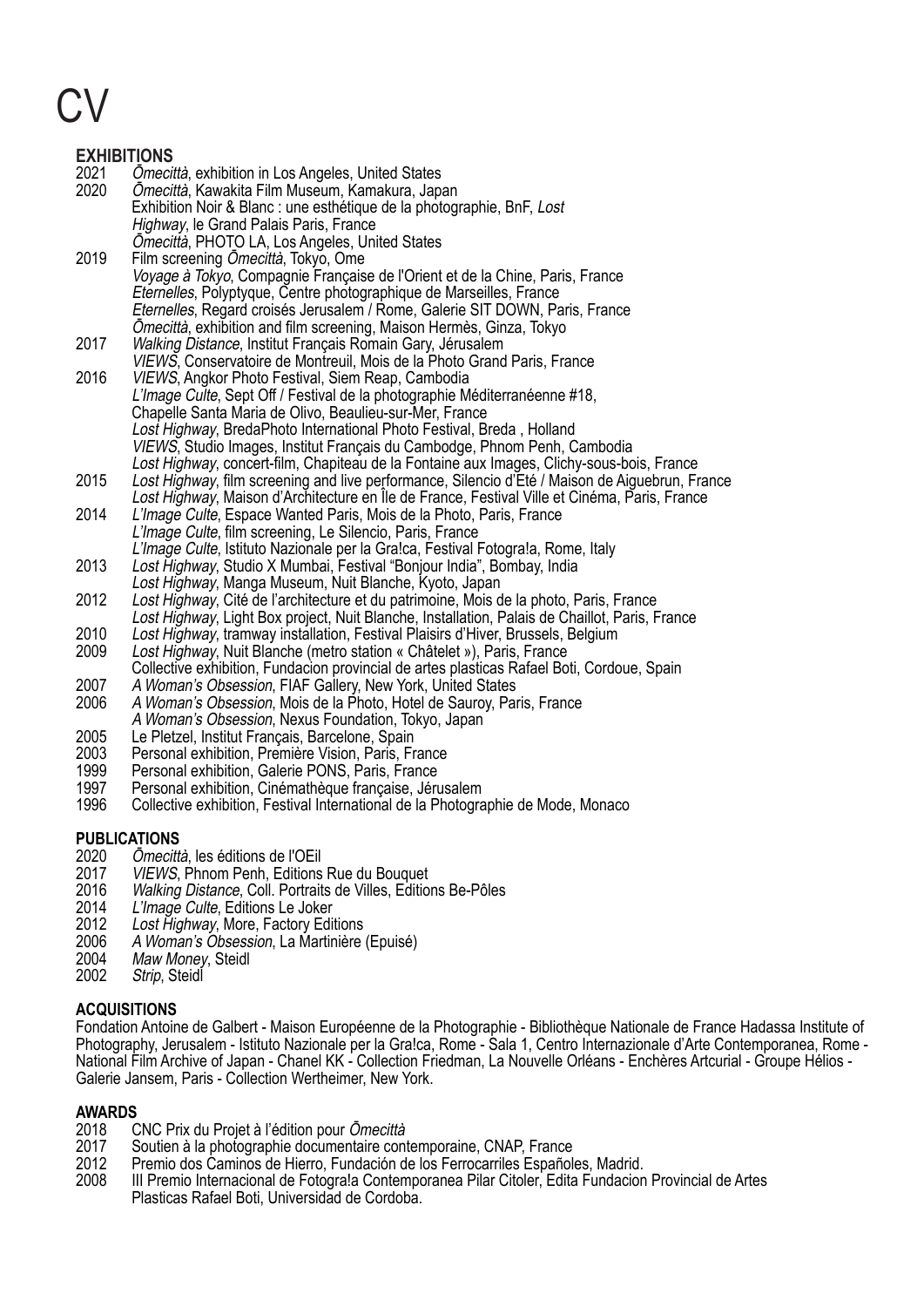# CV

## EXHIBITIONS

- 2021 *Ōmecittà*, exhibition in Los Angeles, United States
- 2020 *Ōmecittà*, Kawakita Film Museum, Kamakura, Japan
  Exhibition Noir & Blanc : une esthétique de la photographie, BnF, *Lost Highway*, le Grand Palais Paris, France
  *Ōmecittà*, PHOTO LA, Los Angeles, United States
- 2019 Film screening *Ōmecittà*, Tokyo, Ome
  *Voyage à Tokyo*, Compagnie Française de l'Orient et de la Chine, Paris, France
  *Eternelles*, Polyptyque, Centre photographique de Marseilles, France
  *Eternelles*, Regard croisés Jerusalem / Rome, Galerie SIT DOWN, Paris, France
  *Ōmecittà*, exhibition and film screening, Maison Hermès, Ginza, Tokyo
- 2017 *Walking Distance*, Institut Français Romain Gary, Jérusalem
  *VIEWS*, Conservatoire de Montreuil, Mois de la Photo Grand Paris, France
- 2016 *VIEWS*, Angkor Photo Festival, Siem Reap, Cambodia
  *L'Image Culte*, Sept Off / Festival de la photographie Méditerranéenne #18, Chapelle Santa Maria de Olivo, Beaulieu-sur-Mer, France
  *Lost Highway*, BredaPhoto International Photo Festival, Breda , Holland
  *VIEWS*, Studio Images, Institut Français du Cambodge, Phnom Penh, Cambodia
  *Lost Highway*, concert-film, Chapiteau de la Fontaine aux Images, Clichy-sous-bois, France
- 2015 *Lost Highway*, film screening and live performance, Silencio d'Eté / Maison de Aiguebrun, France
  *Lost Highway*, Maison d'Architecture en Île de France, Festival Ville et Cinéma, Paris, France
- 2014 *L'Image Culte*, Espace Wanted Paris, Mois de la Photo, Paris, France
  *L'Image Culte*, film screening, Le Silencio, Paris, France
  *L'Image Culte*, Istituto Nazionale per la Gra!ca, Festival Fotogra!a, Rome, Italy
- 2013 *Lost Highway*, Studio X Mumbai, Festival "Bonjour India", Bombay, India
  *Lost Highway*, Manga Museum, Nuit Blanche, Kyoto, Japan
- 2012 *Lost Highway*, Cité de l'architecture et du patrimoine, Mois de la photo, Paris, France
  *Lost Highway*, Light Box project, Nuit Blanche, Installation, Palais de Chaillot, Paris, France
- 2010 *Lost Highway*, tramway installation, Festival Plaisirs d'Hiver, Brussels, Belgium
- 2009 *Lost Highway*, Nuit Blanche (metro station « Châtelet »), Paris, France
  Collective exhibition, Fundacion provincial de artes plasticas Rafael Boti, Cordoue, Spain
- 2007 *A Woman's Obsession*, FIAF Gallery, New York, United States
- 2006 *A Woman's Obsession*, Mois de la Photo, Hotel de Sauroy, Paris, France
  *A Woman's Obsession*, Nexus Foundation, Tokyo, Japan
- 2005 Le Pletzel, Institut Français, Barcelone, Spain
- 2003 Personal exhibition, Première Vision, Paris, France
- 1999 Personal exhibition, Galerie PONS, Paris, France
- 1997 Personal exhibition, Cinémathèque française, Jérusalem
- 1996 Collective exhibition, Festival International de la Photographie de Mode, Monaco

## PUBLICATIONS

- 2020 *Ōmecittà*, les éditions de l'OEil
- 2017 *VIEWS*, Phnom Penh, Editions Rue du Bouquet
- 2016 *Walking Distance*, Coll. Portraits de Villes, Editions Be-Pôles
- 2014 *L'Image Culte*, Editions Le Joker
- 2012 *Lost Highway*, More, Factory Editions
- 2006 *A Woman's Obsession*, La Martinière (Epuisé)
- 2004 *Maw Money*, Steidl
- 2002 *Strip*, Steidl

## ACQUISITIONS

Fondation Antoine de Galbert - Maison Européenne de la Photographie - Bibliothèque Nationale de France Hadassa Institute of Photography, Jerusalem - Istituto Nazionale per la Gra!ca, Rome - Sala 1, Centro Internazionale d'Arte Contemporanea, Rome - National Film Archive of Japan - Chanel KK - Collection Friedman, La Nouvelle Orléans - Enchères Artcurial - Groupe Hélios - Galerie Jansem, Paris - Collection Wertheimer, New York.

## AWARDS

- 2018 CNC Prix du Projet à l'édition pour *Ōmecittà*
- 2017 Soutien à la photographie documentaire contemporaine, CNAP, France
- 2012 Premio dos Caminos de Hierro, Fundación de los Ferrocarriles Españoles, Madrid.
- 2008 III Premio Internacional de Fotogra!a Contemporanea Pilar Citoler, Edita Fundacion Provincial de Artes Plasticas Rafael Boti, Universidad de Cordoba.